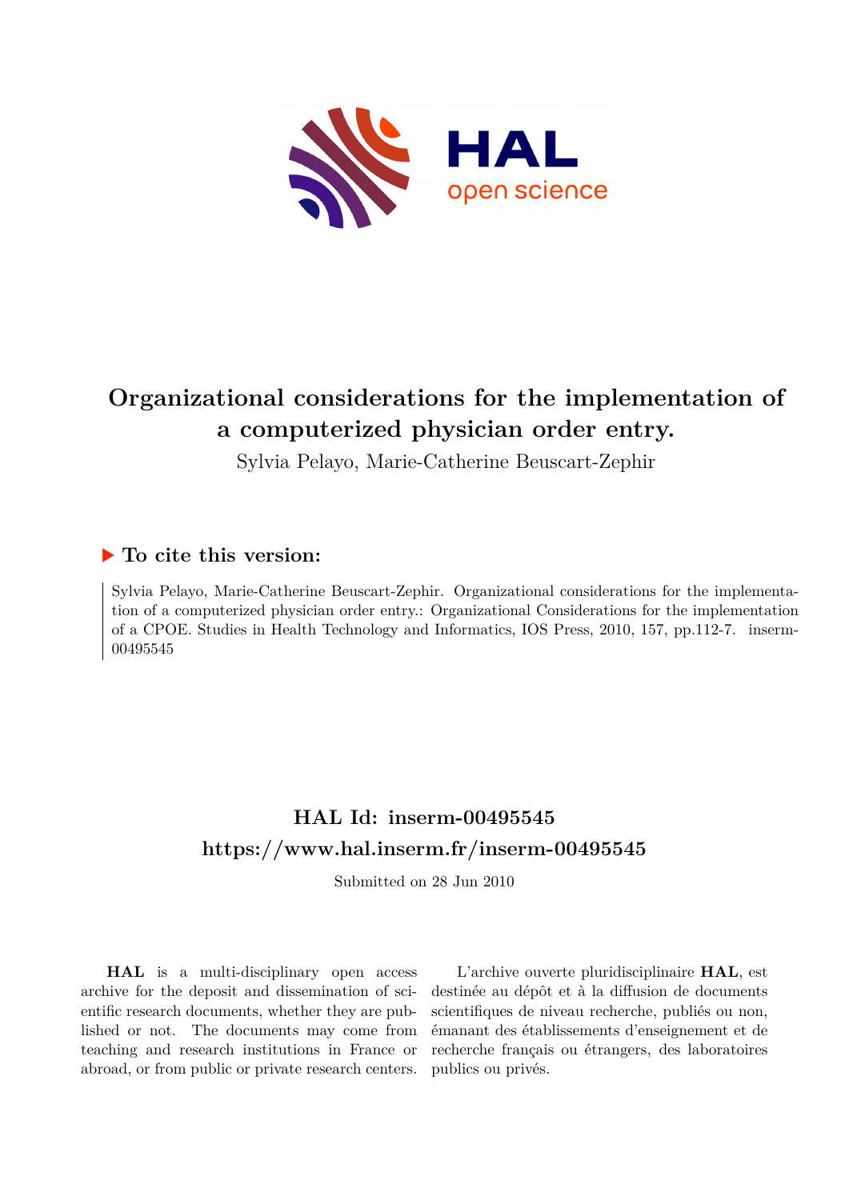# Organizational considerations for the implementation of a computerized physician order entry.

Sylvia Pelayo, Marie-Catherine Beuscart-Zephir

## ▶ To cite this version:

Sylvia Pelayo, Marie-Catherine Beuscart-Zephir. Organizational considerations for the implementation of a computerized physician order entry.: Organizational Considerations for the implementation of a CPOE. Studies in Health Technology and Informatics, IOS Press, 2010, 157, pp.112-7. inserm-00495545

## HAL Id: inserm-00495545

## https://www.hal.inserm.fr/inserm-00495545

Submitted on 28 Jun 2010

**HAL** is a multi-disciplinary open access archive for the deposit and dissemination of scientific research documents, whether they are published or not. The documents may come from teaching and research institutions in France or abroad, or from public or private research centers.

L'archive ouverte pluridisciplinaire **HAL**, est destinée au dépôt et à la diffusion de documents scientifiques de niveau recherche, publiés ou non, émanant des établissements d'enseignement et de recherche français ou étrangers, des laboratoires publics ou privés.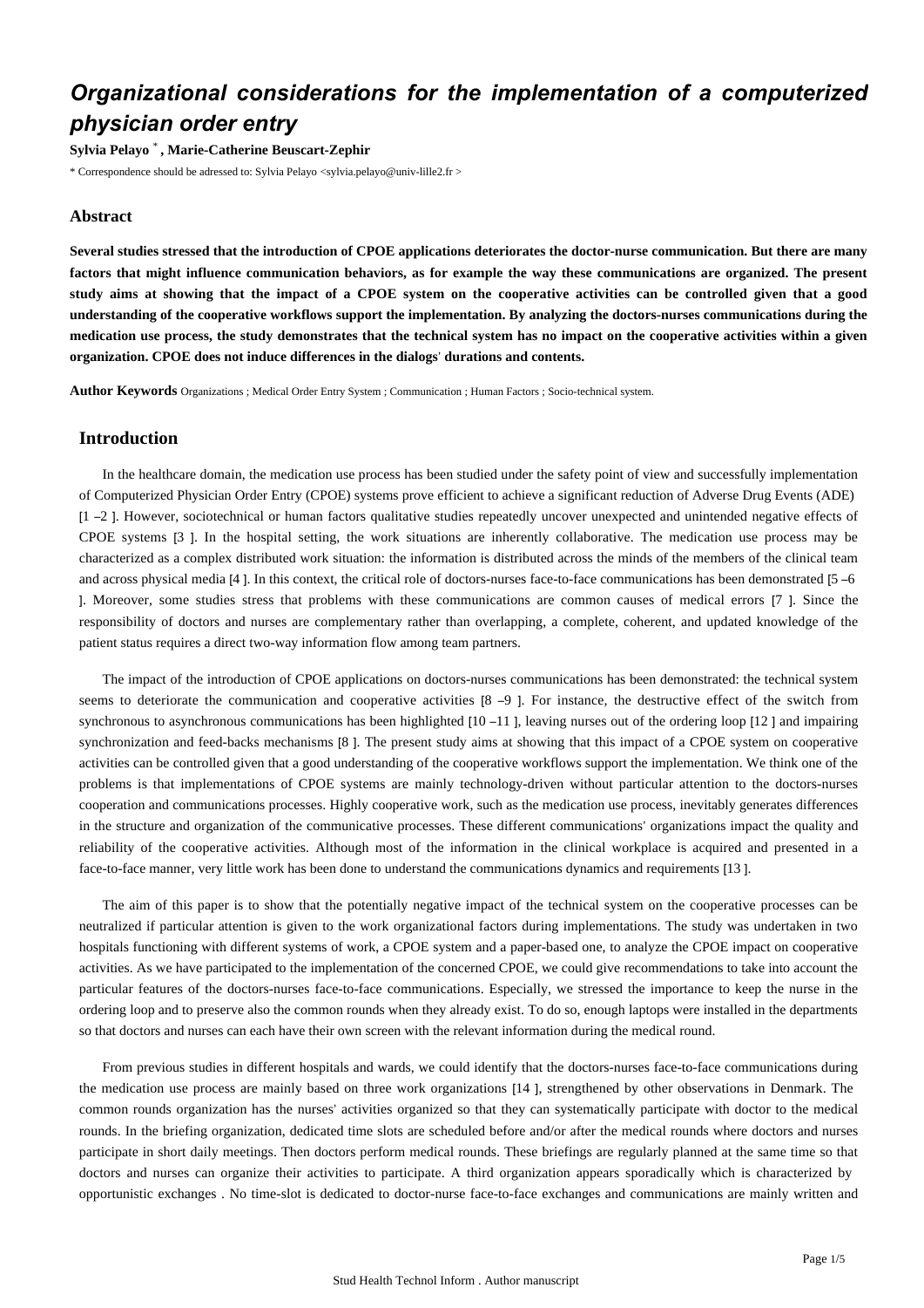# *Organizational considerations for the implementation of a computerized physician order entry*

**Sylvia Pelayo** [*] **, Marie-Catherine Beuscart-Zephir**

[*] Correspondence should be adressed to: Sylvia Pelayo <sylvia.pelayo@univ-lille2.fr >

## Abstract

**Several studies stressed that the introduction of CPOE applications deteriorates the doctor-nurse communication. But there are many factors that might influence communication behaviors, as for example the way these communications are organized. The present study aims at showing that the impact of a CPOE system on the cooperative activities can be controlled given that a good understanding of the cooperative workflows support the implementation. By analyzing the doctors-nurses communications during the medication use process, the study demonstrates that the technical system has no impact on the cooperative activities within a given organization. CPOE does not induce differences in the dialogs' durations and contents.**

**Author Keywords** Organizations ; Medical Order Entry System ; Communication ; Human Factors ; Socio-technical system.

## Introduction

In the healthcare domain, the medication use process has been studied under the safety point of view and successfully implementation of Computerized Physician Order Entry (CPOE) systems prove efficient to achieve a significant reduction of Adverse Drug Events (ADE) [1 –2 ]. However, sociotechnical or human factors qualitative studies repeatedly uncover unexpected and unintended negative effects of CPOE systems [3 ]. In the hospital setting, the work situations are inherently collaborative. The medication use process may be characterized as a complex distributed work situation: the information is distributed across the minds of the members of the clinical team and across physical media [4 ]. In this context, the critical role of doctors-nurses face-to-face communications has been demonstrated [5 –6 ]. Moreover, some studies stress that problems with these communications are common causes of medical errors [7 ]. Since the responsibility of doctors and nurses are complementary rather than overlapping, a complete, coherent, and updated knowledge of the patient status requires a direct two-way information flow among team partners.

The impact of the introduction of CPOE applications on doctors-nurses communications has been demonstrated: the technical system seems to deteriorate the communication and cooperative activities [8 –9 ]. For instance, the destructive effect of the switch from synchronous to asynchronous communications has been highlighted [10 –11 ], leaving nurses out of the ordering loop [12 ] and impairing synchronization and feed-backs mechanisms [8 ]. The present study aims at showing that this impact of a CPOE system on cooperative activities can be controlled given that a good understanding of the cooperative workflows support the implementation. We think one of the problems is that implementations of CPOE systems are mainly technology-driven without particular attention to the doctors-nurses cooperation and communications processes. Highly cooperative work, such as the medication use process, inevitably generates differences in the structure and organization of the communicative processes. These different communications' organizations impact the quality and reliability of the cooperative activities. Although most of the information in the clinical workplace is acquired and presented in a face-to-face manner, very little work has been done to understand the communications dynamics and requirements [13 ].

The aim of this paper is to show that the potentially negative impact of the technical system on the cooperative processes can be neutralized if particular attention is given to the work organizational factors during implementations. The study was undertaken in two hospitals functioning with different systems of work, a CPOE system and a paper-based one, to analyze the CPOE impact on cooperative activities. As we have participated to the implementation of the concerned CPOE, we could give recommendations to take into account the particular features of the doctors-nurses face-to-face communications. Especially, we stressed the importance to keep the nurse in the ordering loop and to preserve also the common rounds when they already exist. To do so, enough laptops were installed in the departments so that doctors and nurses can each have their own screen with the relevant information during the medical round.

From previous studies in different hospitals and wards, we could identify that the doctors-nurses face-to-face communications during the medication use process are mainly based on three work organizations [14 ], strengthened by other observations in Denmark. The common rounds organization has the nurses' activities organized so that they can systematically participate with doctor to the medical rounds. In the briefing organization, dedicated time slots are scheduled before and/or after the medical rounds where doctors and nurses participate in short daily meetings. Then doctors perform medical rounds. These briefings are regularly planned at the same time so that doctors and nurses can organize their activities to participate. A third organization appears sporadically which is characterized by opportunistic exchanges . No time-slot is dedicated to doctor-nurse face-to-face exchanges and communications are mainly written and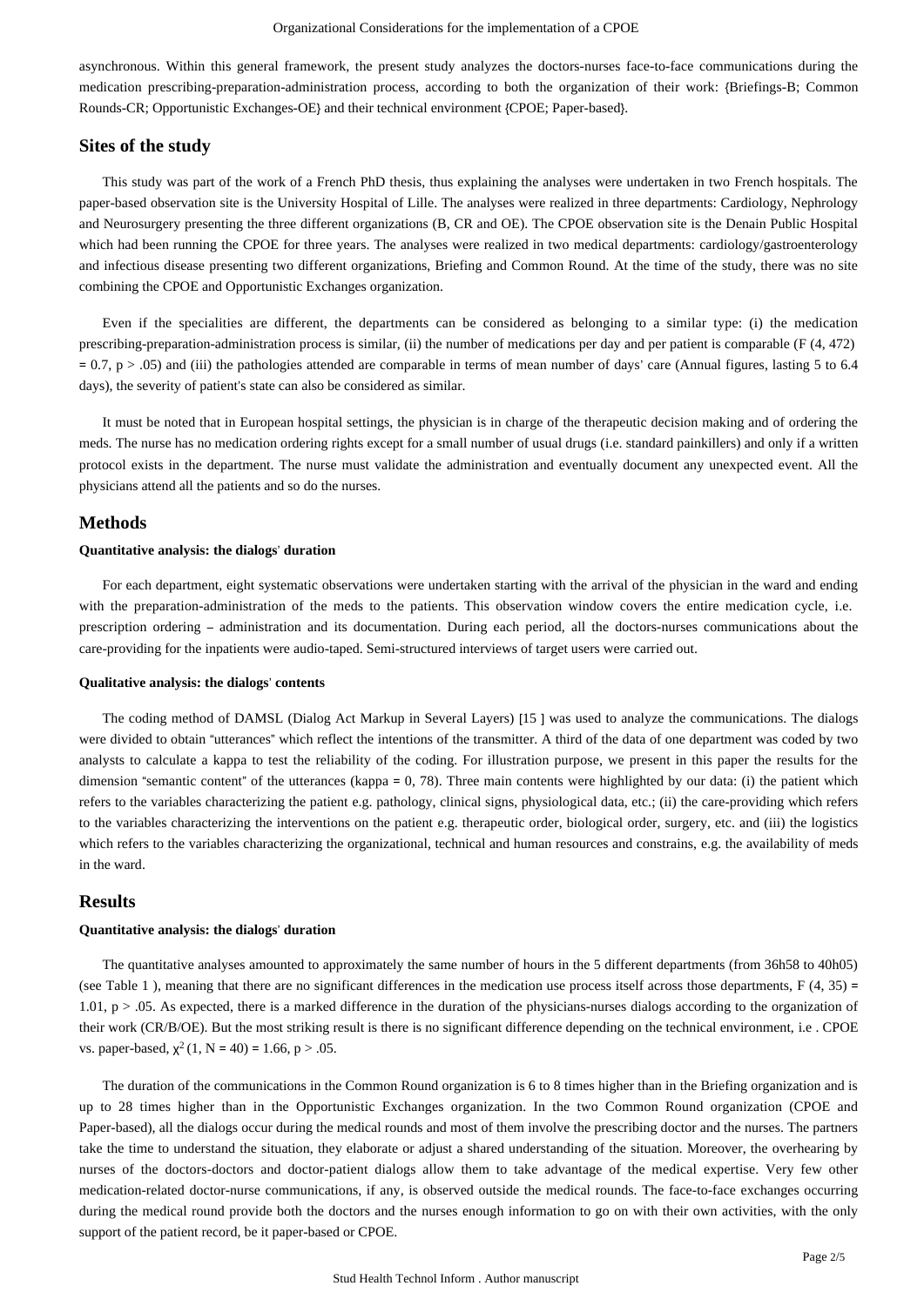asynchronous. Within this general framework, the present study analyzes the doctors-nurses face-to-face communications during the medication prescribing-preparation-administration process, according to both the organization of their work: {Briefings-B; Common Rounds-CR; Opportunistic Exchanges-OE} and their technical environment {CPOE; Paper-based}.

## Sites of the study

This study was part of the work of a French PhD thesis, thus explaining the analyses were undertaken in two French hospitals. The paper-based observation site is the University Hospital of Lille. The analyses were realized in three departments: Cardiology, Nephrology and Neurosurgery presenting the three different organizations (B, CR and OE). The CPOE observation site is the Denain Public Hospital which had been running the CPOE for three years. The analyses were realized in two medical departments: cardiology/gastroenterology and infectious disease presenting two different organizations, Briefing and Common Round. At the time of the study, there was no site combining the CPOE and Opportunistic Exchanges organization.

Even if the specialities are different, the departments can be considered as belonging to a similar type: (i) the medication prescribing-preparation-administration process is similar, (ii) the number of medications per day and per patient is comparable ($F$ (4, 472) = 0.7, $p > .05$) and (iii) the pathologies attended are comparable in terms of mean number of days' care (Annual figures, lasting 5 to 6.4 days), the severity of patient's state can also be considered as similar.

It must be noted that in European hospital settings, the physician is in charge of the therapeutic decision making and of ordering the meds. The nurse has no medication ordering rights except for a small number of usual drugs (i.e. standard painkillers) and only if a written protocol exists in the department. The nurse must validate the administration and eventually document any unexpected event. All the physicians attend all the patients and so do the nurses.

## Methods

#### Quantitative analysis: the dialogs' duration

For each department, eight systematic observations were undertaken starting with the arrival of the physician in the ward and ending with the preparation-administration of the meds to the patients. This observation window covers the entire medication cycle, i.e. prescription ordering – administration and its documentation. During each period, all the doctors-nurses communications about the care-providing for the inpatients were audio-taped. Semi-structured interviews of target users were carried out.

#### Qualitative analysis: the dialogs' contents

The coding method of DAMSL (Dialog Act Markup in Several Layers) [15 ] was used to analyze the communications. The dialogs were divided to obtain "utterances" which reflect the intentions of the transmitter. A third of the data of one department was coded by two analysts to calculate a kappa to test the reliability of the coding. For illustration purpose, we present in this paper the results for the dimension "semantic content" of the utterances (kappa = 0, 78). Three main contents were highlighted by our data: (i) the patient which refers to the variables characterizing the patient e.g. pathology, clinical signs, physiological data, etc.; (ii) the care-providing which refers to the variables characterizing the interventions on the patient e.g. therapeutic order, biological order, surgery, etc. and (iii) the logistics which refers to the variables characterizing the organizational, technical and human resources and constrains, e.g. the availability of meds in the ward.

## Results

#### Quantitative analysis: the dialogs' duration

The quantitative analyses amounted to approximately the same number of hours in the 5 different departments (from 36h58 to 40h05) (see Table 1 ), meaning that there are no significant differences in the medication use process itself across those departments, $F$ (4, 35) = 1.01, $p > .05$. As expected, there is a marked difference in the duration of the physicians-nurses dialogs according to the organization of their work (CR/B/OE). But the most striking result is there is no significant difference depending on the technical environment, i.e . CPOE vs. paper-based, $\chi^2$ (1, N = 40) = 1.66, $p > .05$.

The duration of the communications in the Common Round organization is 6 to 8 times higher than in the Briefing organization and is up to 28 times higher than in the Opportunistic Exchanges organization. In the two Common Round organization (CPOE and Paper-based), all the dialogs occur during the medical rounds and most of them involve the prescribing doctor and the nurses. The partners take the time to understand the situation, they elaborate or adjust a shared understanding of the situation. Moreover, the overhearing by nurses of the doctors-doctors and doctor-patient dialogs allow them to take advantage of the medical expertise. Very few other medication-related doctor-nurse communications, if any, is observed outside the medical rounds. The face-to-face exchanges occurring during the medical round provide both the doctors and the nurses enough information to go on with their own activities, with the only support of the patient record, be it paper-based or CPOE.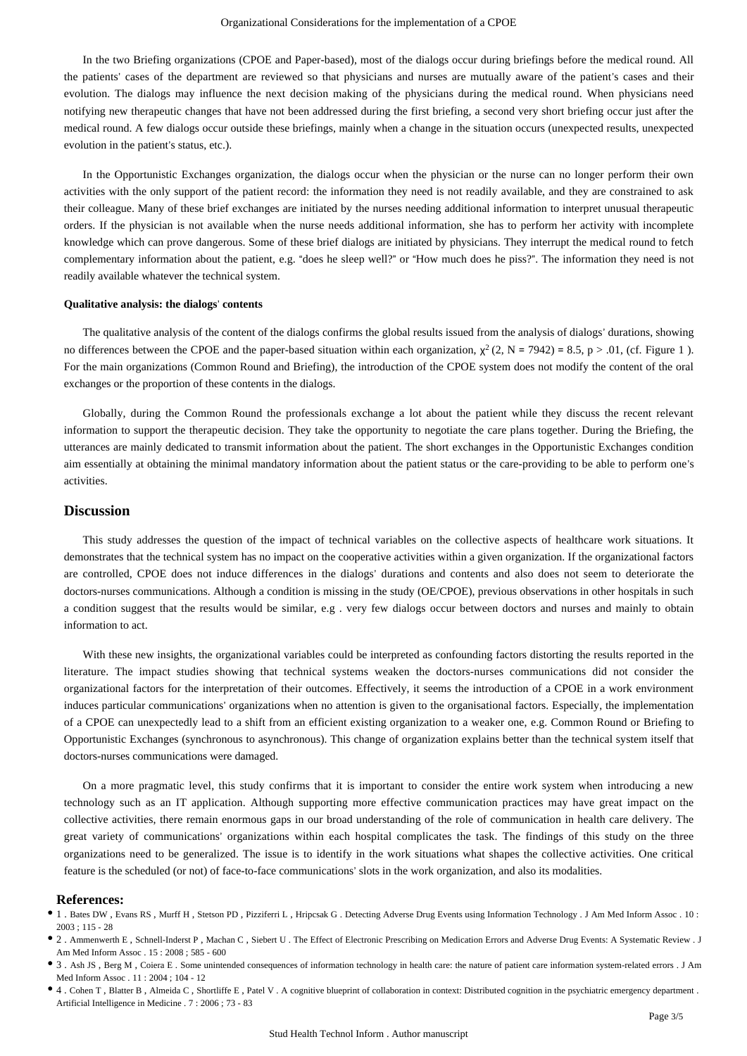In the two Briefing organizations (CPOE and Paper-based), most of the dialogs occur during briefings before the medical round. All the patients' cases of the department are reviewed so that physicians and nurses are mutually aware of the patient's cases and their evolution. The dialogs may influence the next decision making of the physicians during the medical round. When physicians need notifying new therapeutic changes that have not been addressed during the first briefing, a second very short briefing occur just after the medical round. A few dialogs occur outside these briefings, mainly when a change in the situation occurs (unexpected results, unexpected evolution in the patient's status, etc.).

In the Opportunistic Exchanges organization, the dialogs occur when the physician or the nurse can no longer perform their own activities with the only support of the patient record: the information they need is not readily available, and they are constrained to ask their colleague. Many of these brief exchanges are initiated by the nurses needing additional information to interpret unusual therapeutic orders. If the physician is not available when the nurse needs additional information, she has to perform her activity with incomplete knowledge which can prove dangerous. Some of these brief dialogs are initiated by physicians. They interrupt the medical round to fetch complementary information about the patient, e.g. "does he sleep well?" or "How much does he piss?". The information they need is not readily available whatever the technical system.

**Qualitative analysis: the dialogs' contents**

The qualitative analysis of the content of the dialogs confirms the global results issued from the analysis of dialogs' durations, showing no differences between the CPOE and the paper-based situation within each organization, $\chi^2 (2, N = 7942) = 8.5$, $p > .01$, (cf. Figure 1 ). For the main organizations (Common Round and Briefing), the introduction of the CPOE system does not modify the content of the oral exchanges or the proportion of these contents in the dialogs.

Globally, during the Common Round the professionals exchange a lot about the patient while they discuss the recent relevant information to support the therapeutic decision. They take the opportunity to negotiate the care plans together. During the Briefing, the utterances are mainly dedicated to transmit information about the patient. The short exchanges in the Opportunistic Exchanges condition aim essentially at obtaining the minimal mandatory information about the patient status or the care-providing to be able to perform one's activities.

## Discussion

This study addresses the question of the impact of technical variables on the collective aspects of healthcare work situations. It demonstrates that the technical system has no impact on the cooperative activities within a given organization. If the organizational factors are controlled, CPOE does not induce differences in the dialogs' durations and contents and also does not seem to deteriorate the doctors-nurses communications. Although a condition is missing in the study (OE/CPOE), previous observations in other hospitals in such a condition suggest that the results would be similar, e.g . very few dialogs occur between doctors and nurses and mainly to obtain information to act.

With these new insights, the organizational variables could be interpreted as confounding factors distorting the results reported in the literature. The impact studies showing that technical systems weaken the doctors-nurses communications did not consider the organizational factors for the interpretation of their outcomes. Effectively, it seems the introduction of a CPOE in a work environment induces particular communications' organizations when no attention is given to the organisational factors. Especially, the implementation of a CPOE can unexpectedly lead to a shift from an efficient existing organization to a weaker one, e.g. Common Round or Briefing to Opportunistic Exchanges (synchronous to asynchronous). This change of organization explains better than the technical system itself that doctors-nurses communications were damaged.

On a more pragmatic level, this study confirms that it is important to consider the entire work system when introducing a new technology such as an IT application. Although supporting more effective communication practices may have great impact on the collective activities, there remain enormous gaps in our broad understanding of the role of communication in health care delivery. The great variety of communications' organizations within each hospital complicates the task. The findings of this study on the three organizations need to be generalized. The issue is to identify in the work situations what shapes the collective activities. One critical feature is the scheduled (or not) of face-to-face communications' slots in the work organization, and also its modalities.

### References:

- 1 . Bates DW , Evans RS , Murff H , Stetson PD , Pizziferri L , Hripcsak G . Detecting Adverse Drug Events using Information Technology . J Am Med Inform Assoc . 10 : 2003 ; 115 - 28
- 2 . Ammenwerth E , Schnell-Inderst P , Machan C , Siebert U . The Effect of Electronic Prescribing on Medication Errors and Adverse Drug Events: A Systematic Review . J Am Med Inform Assoc . 15 : 2008 ; 585 - 600
- 3 . Ash JS , Berg M , Coiera E . Some unintended consequences of information technology in health care: the nature of patient care information system-related errors . J Am Med Inform Assoc . 11 : 2004 ; 104 - 12
- 4 . Cohen T , Blatter B , Almeida C , Shortliffe E , Patel V . A cognitive blueprint of collaboration in context: Distributed cognition in the psychiatric emergency department . Artificial Intelligence in Medicine . 7 : 2006 ; 73 - 83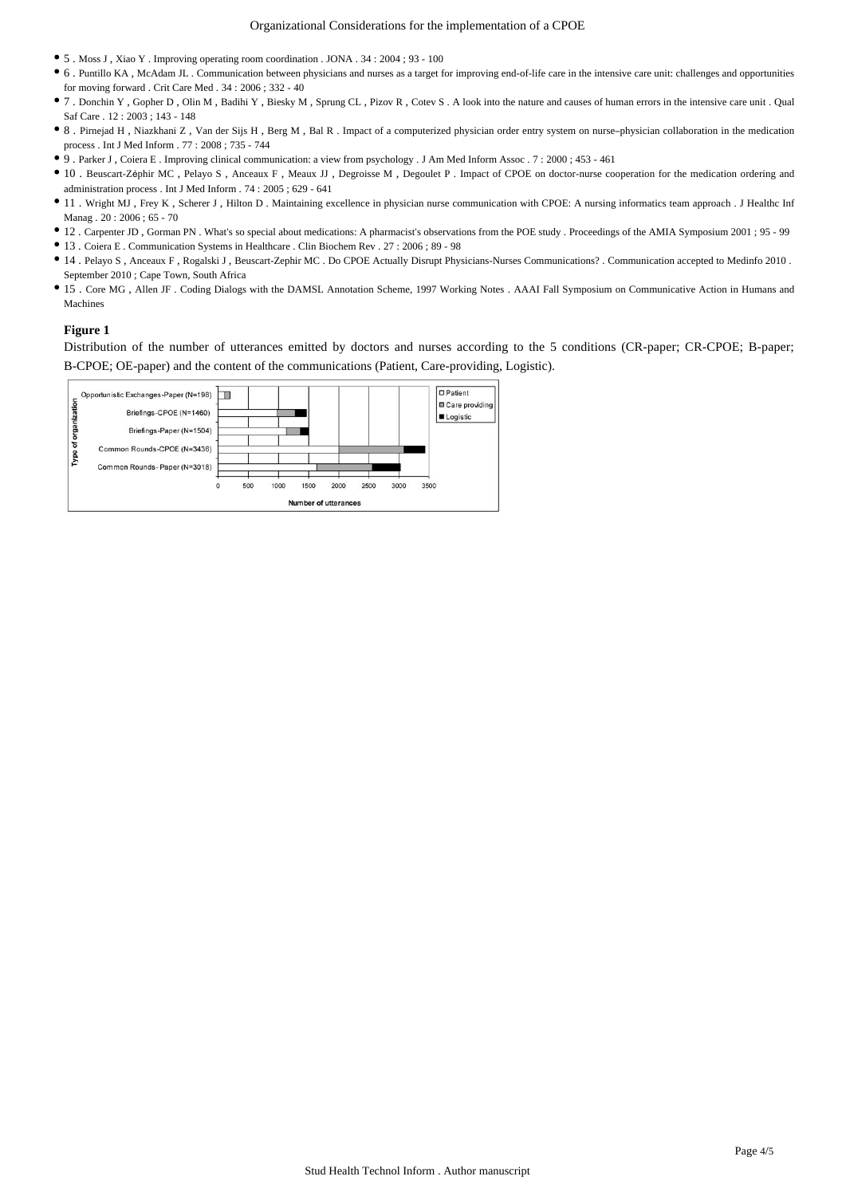- 5 . Moss J , Xiao Y . Improving operating room coordination . JONA . 34 : 2004 ; 93 - 100
- 6 . Puntillo KA , McAdam JL . Communication between physicians and nurses as a target for improving end-of-life care in the intensive care unit: challenges and opportunities for moving forward . Crit Care Med . 34 : 2006 ; 332 - 40
- 7 . Donchin Y , Gopher D , Olin M , Badihi Y , Biesky M , Sprung CL , Pizov R , Cotev S . A look into the nature and causes of human errors in the intensive care unit . Qual Saf Care . 12 : 2003 ; 143 - 148
- 8 . Pirnejad H , Niazkhani Z , Van der Sijs H , Berg M , Bal R . Impact of a computerized physician order entry system on nurse–physician collaboration in the medication process . Int J Med Inform . 77 : 2008 ; 735 - 744
- 9 . Parker J , Coiera E . Improving clinical communication: a view from psychology . J Am Med Inform Assoc . 7 : 2000 ; 453 - 461
- 10 . Beuscart-Zéphir MC , Pelayo S , Anceaux F , Meaux JJ , Degroisse M , Degoulet P . Impact of CPOE on doctor-nurse cooperation for the medication ordering and administration process . Int J Med Inform . 74 : 2005 ; 629 - 641
- 11 . Wright MJ , Frey K , Scherer J , Hilton D . Maintaining excellence in physician nurse communication with CPOE: A nursing informatics team approach . J Healthc Inf Manag . 20 : 2006 ; 65 - 70
- 12 . Carpenter JD , Gorman PN . What's so special about medications: A pharmacist's observations from the POE study . Proceedings of the AMIA Symposium 2001 ; 95 - 99
- 13 . Coiera E . Communication Systems in Healthcare . Clin Biochem Rev . 27 : 2006 ; 89 - 98
- 14 . Pelayo S , Anceaux F , Rogalski J , Beuscart-Zephir MC . Do CPOE Actually Disrupt Physicians-Nurses Communications? . Communication accepted to Medinfo 2010 . September 2010 ; Cape Town, South Africa
- 15 . Core MG , Allen JF . Coding Dialogs with the DAMSL Annotation Scheme, 1997 Working Notes . AAAI Fall Symposium on Communicative Action in Humans and Machines

**Figure 1**

Distribution of the number of utterances emitted by doctors and nurses according to the 5 conditions (CR-paper; CR-CPOE; B-paper; B-CPOE; OE-paper) and the content of the communications (Patient, Care-providing, Logistic).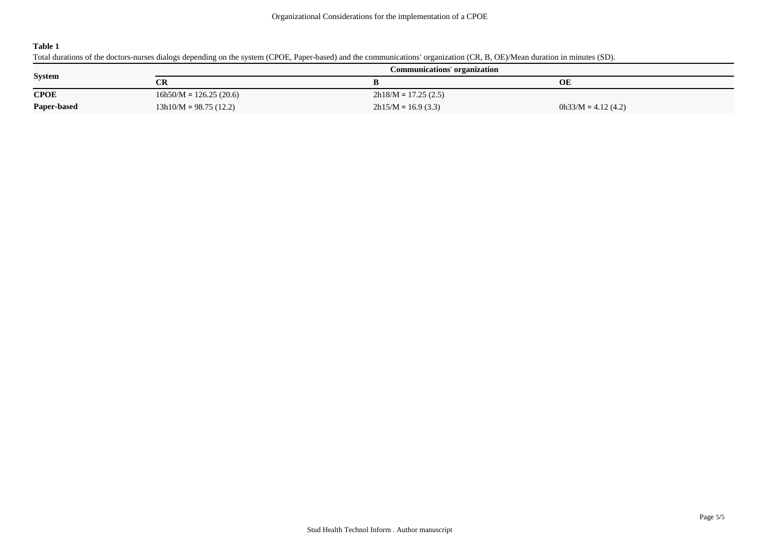**Table 1**

Total durations of the doctors-nurses dialogs depending on the system (CPOE, Paper-based) and the communications' organization (CR, B, OE)/Mean duration in minutes (SD).

| System | Communications' organization | | |
|---|---|---|---|
| | **CR** | **B** | **OE** |
| **CPOE** | 16h50/M = 126.25 (20.6) | 2h18/M = 17.25 (2.5) | |
| **Paper-based** | 13h10/M = 98.75 (12.2) | 2h15/M = 16.9 (3.3) | 0h33/M = 4.12 (4.2) |